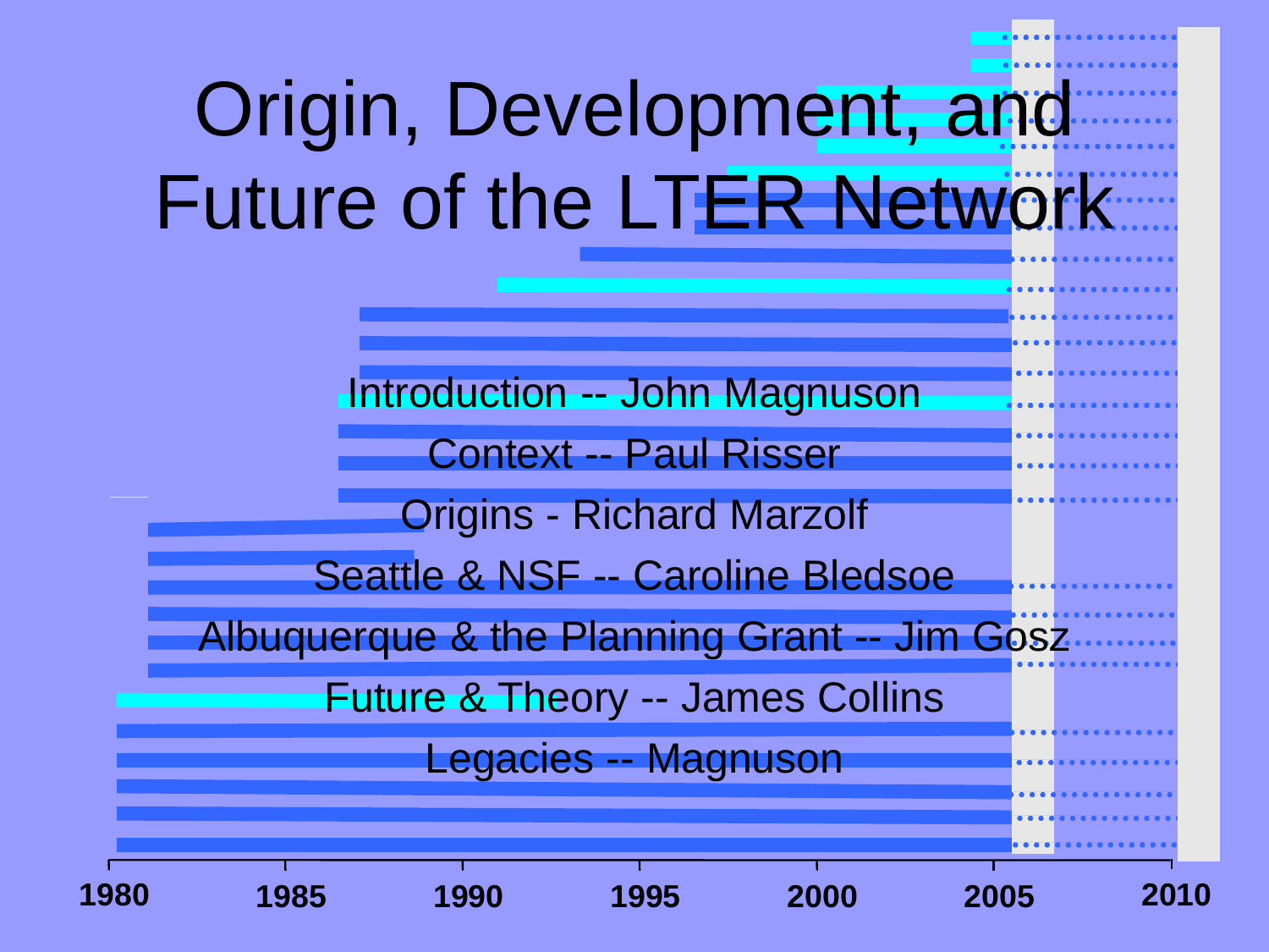# Origin, Development, and Future of the LTER Network

Introduction -- John Magnuson

Context -- Paul Risser

Origins - Richard Marzolf

Seattle & NSF -- Caroline Bledsoe

Albuquerque & the Planning Grant -- Jim Gosz

Future & Theory -- James Collins

Legacies -- Magnuson

1980 1985 1990 1995 2000 2005 2010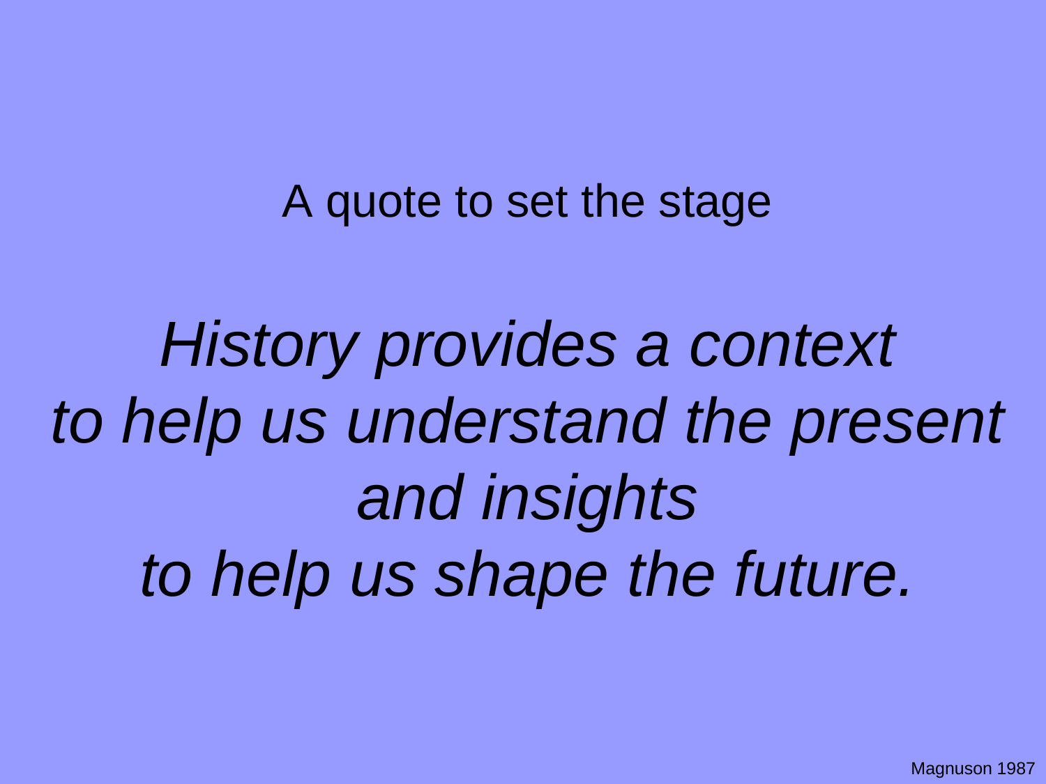## A quote to set the stage

*History provides a context*
*to help us understand the present*
*and insights*
*to help us shape the future.*

Magnuson 1987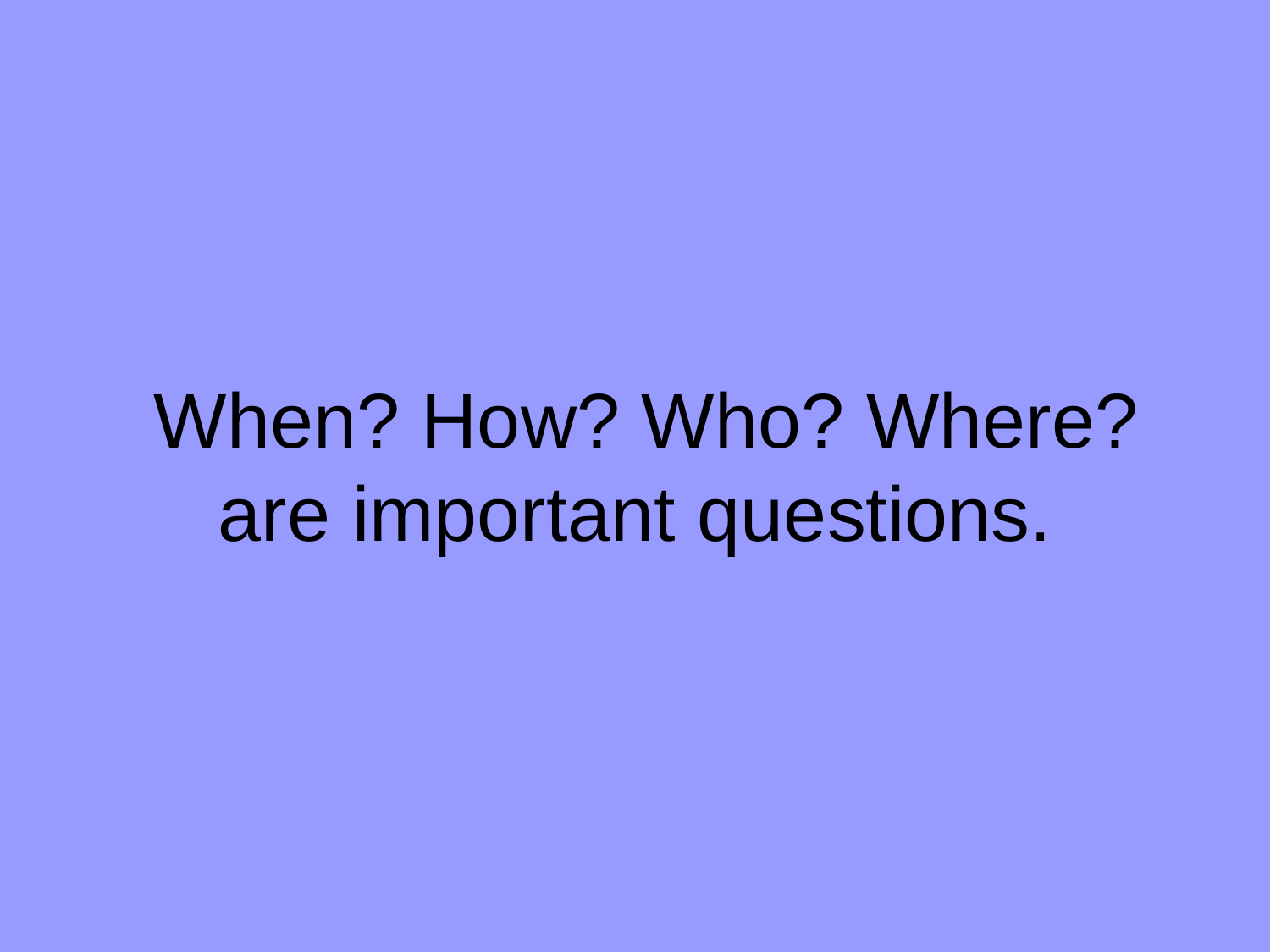When? How? Who? Where? are important questions.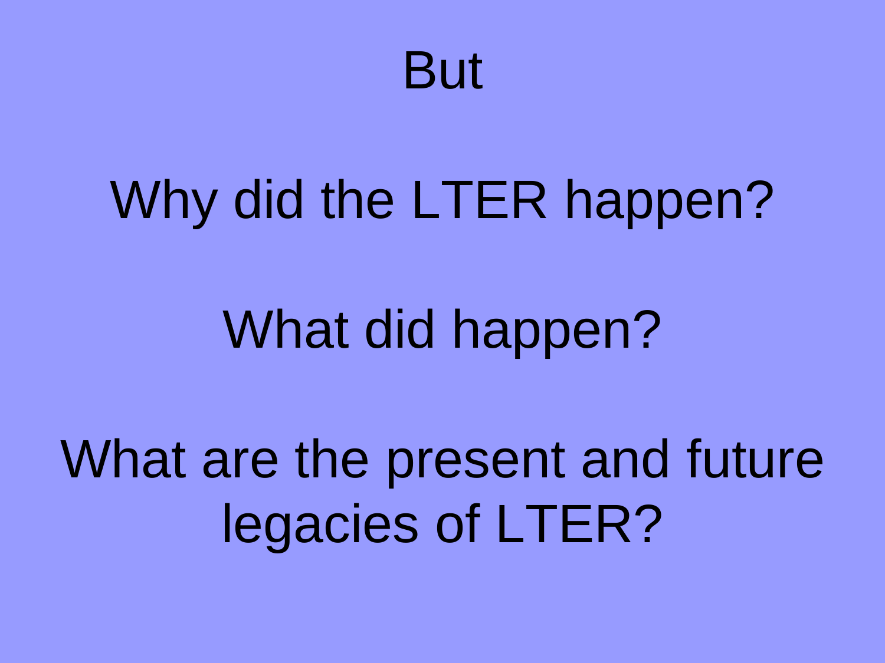But

Why did the LTER happen?

What did happen?

What are the present and future legacies of LTER?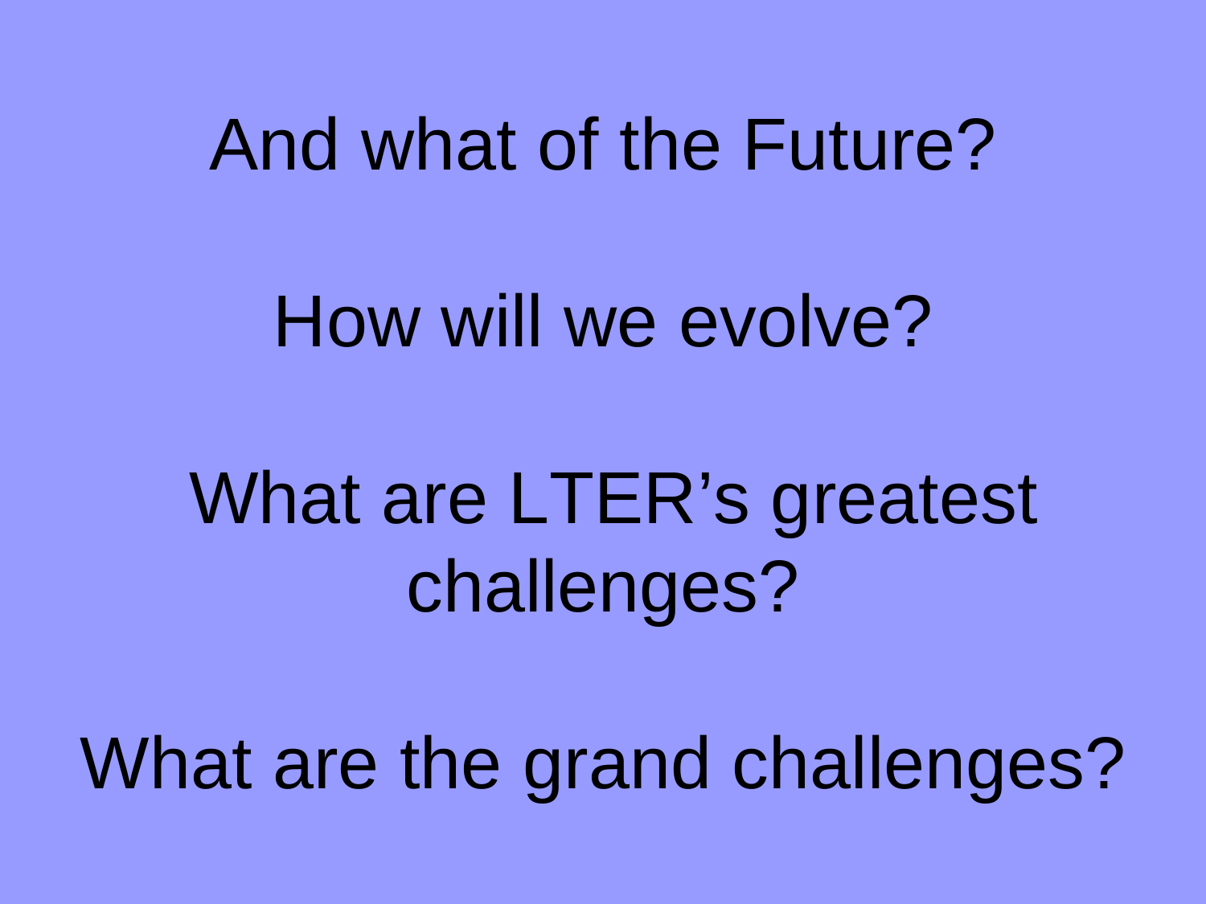And what of the Future?

How will we evolve?

What are LTER’s greatest challenges?

What are the grand challenges?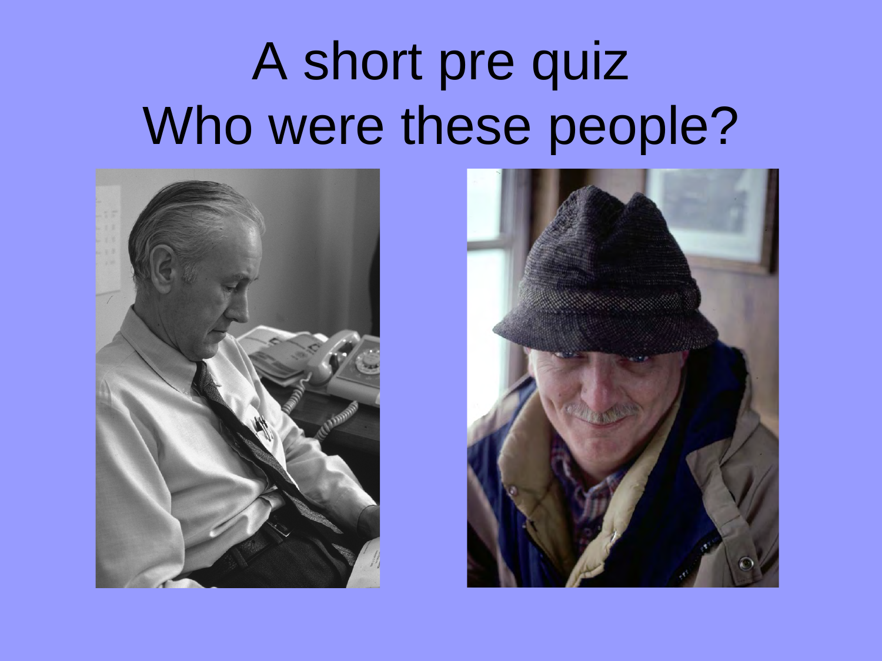# A short pre quiz
# Who were these people?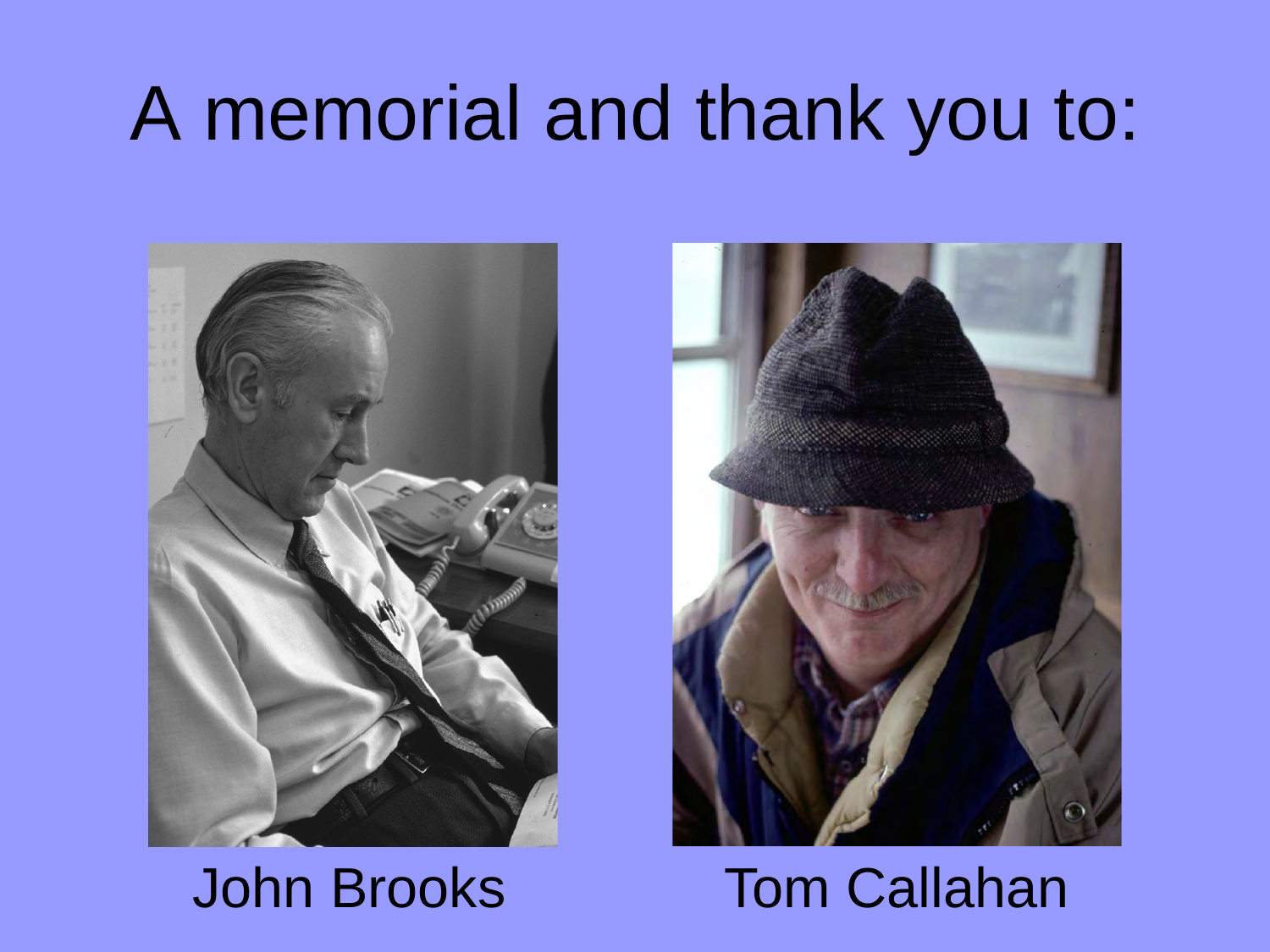# A memorial and thank you to:

John Brooks

Tom Callahan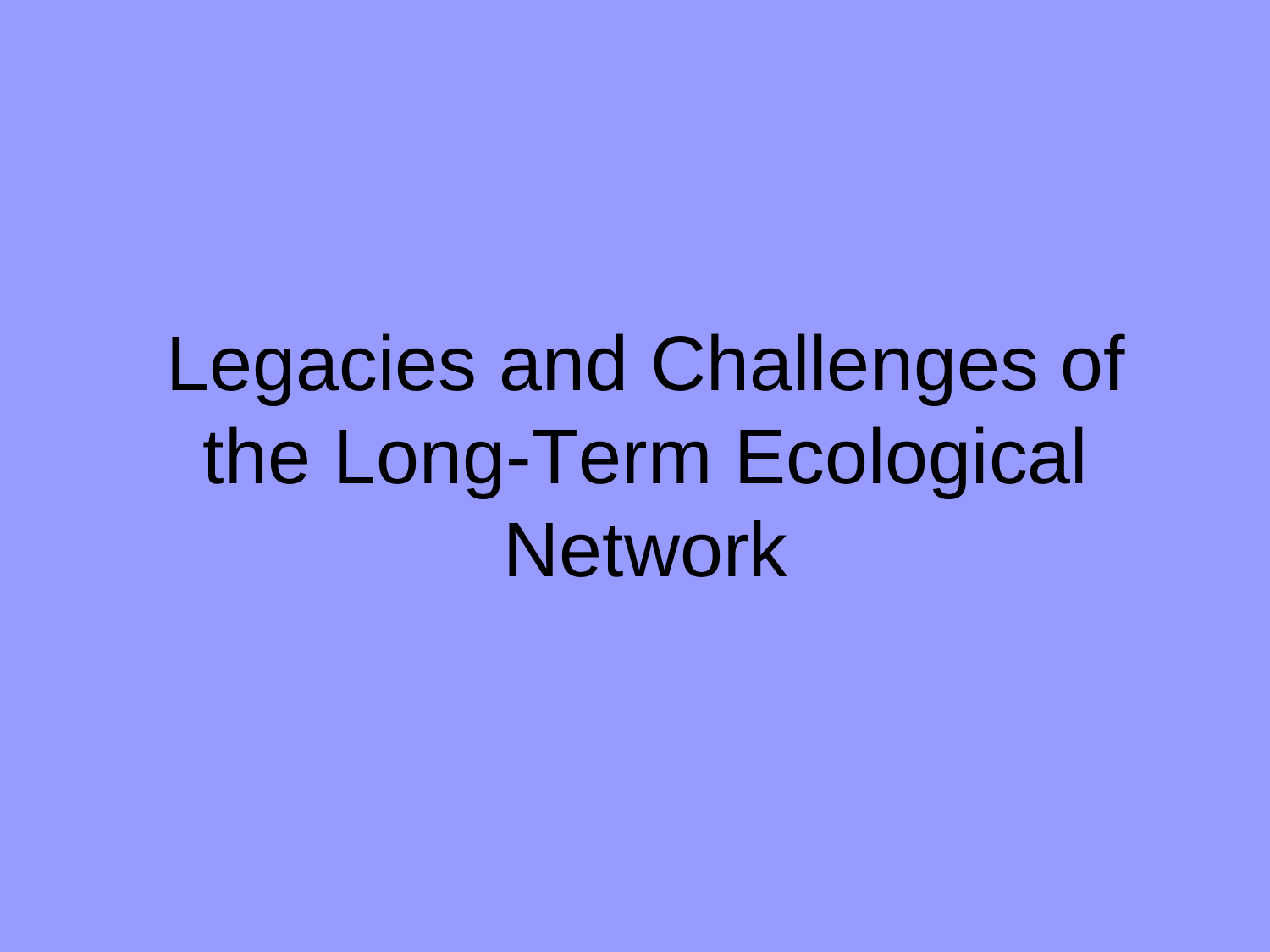# Legacies and Challenges of the Long-Term Ecological Network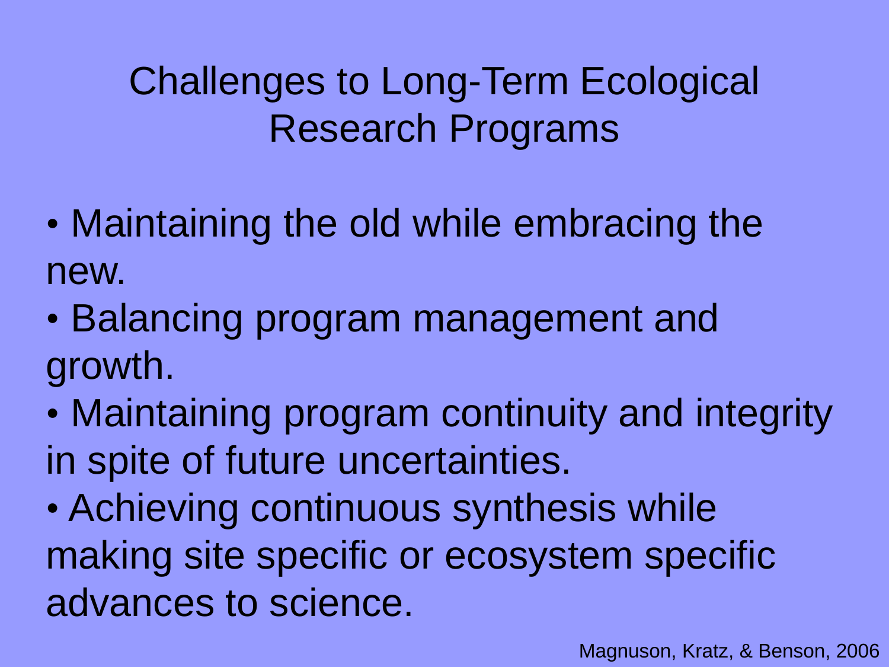# Challenges to Long-Term Ecological Research Programs

- Maintaining the old while embracing the new.
- Balancing program management and growth.
- Maintaining program continuity and integrity in spite of future uncertainties.
- Achieving continuous synthesis while making site specific or ecosystem specific advances to science.

Magnuson, Kratz, & Benson, 2006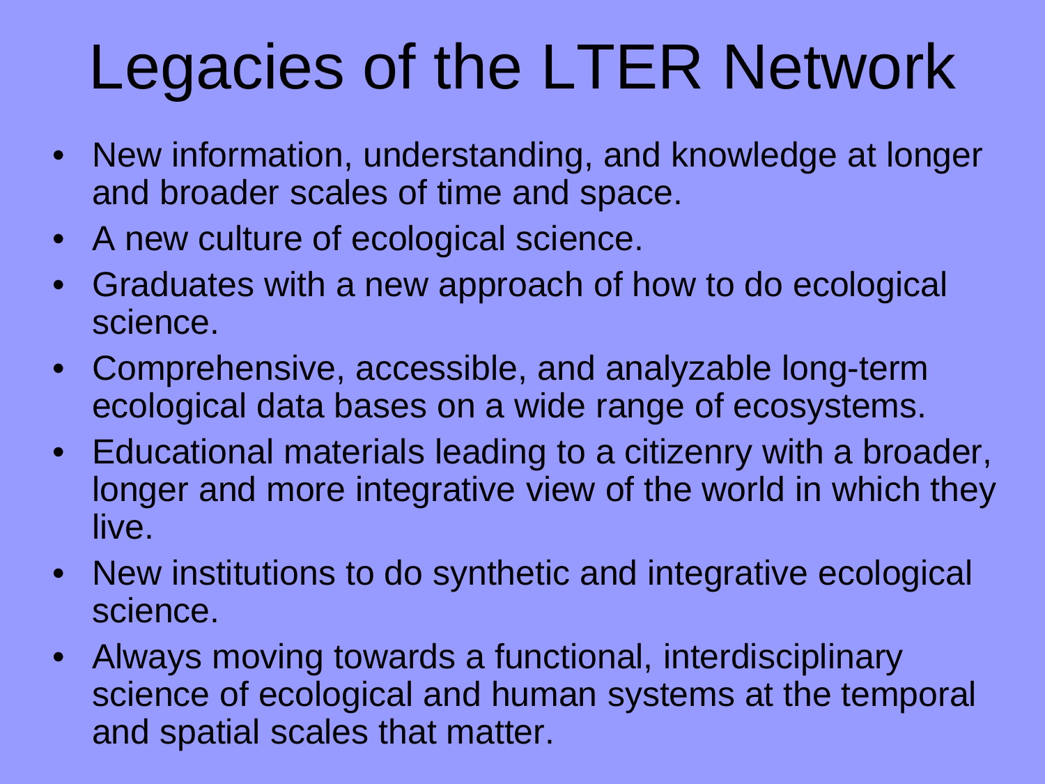# Legacies of the LTER Network

- New information, understanding, and knowledge at longer and broader scales of time and space.
- A new culture of ecological science.
- Graduates with a new approach of how to do ecological science.
- Comprehensive, accessible, and analyzable long-term ecological data bases on a wide range of ecosystems.
- Educational materials leading to a citizenry with a broader, longer and more integrative view of the world in which they live.
- New institutions to do synthetic and integrative ecological science.
- Always moving towards a functional, interdisciplinary science of ecological and human systems at the temporal and spatial scales that matter.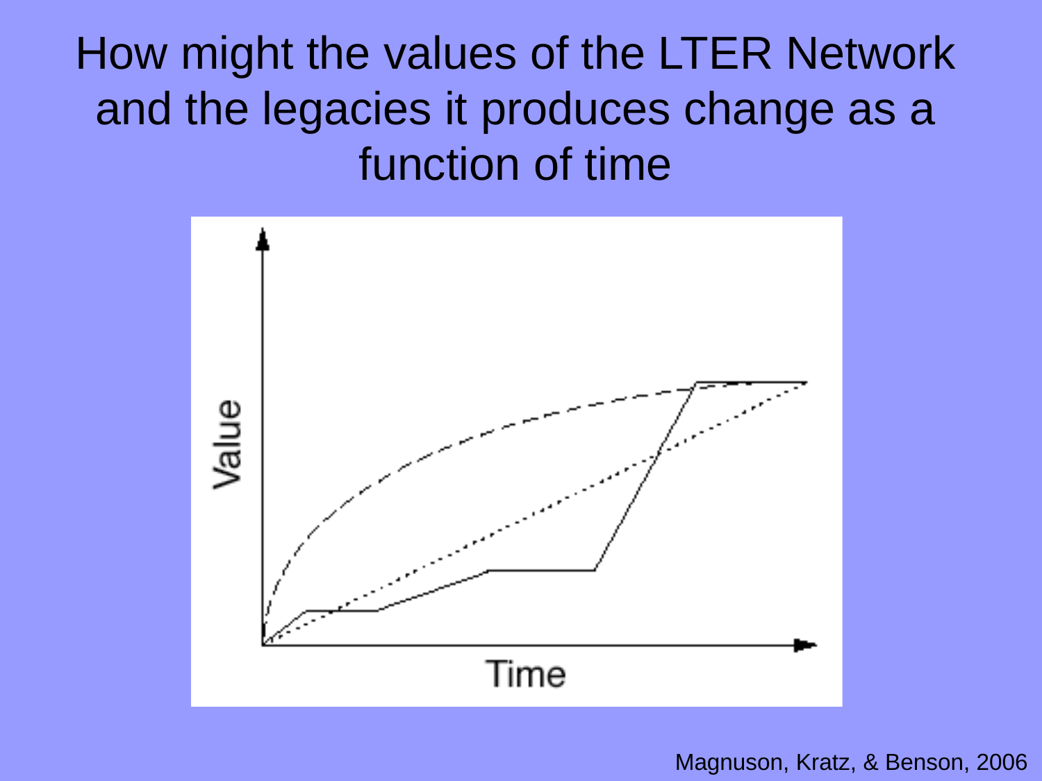# How might the values of the LTER Network and the legacies it produces change as a function of time

Value

Time

Magnuson, Kratz, & Benson, 2006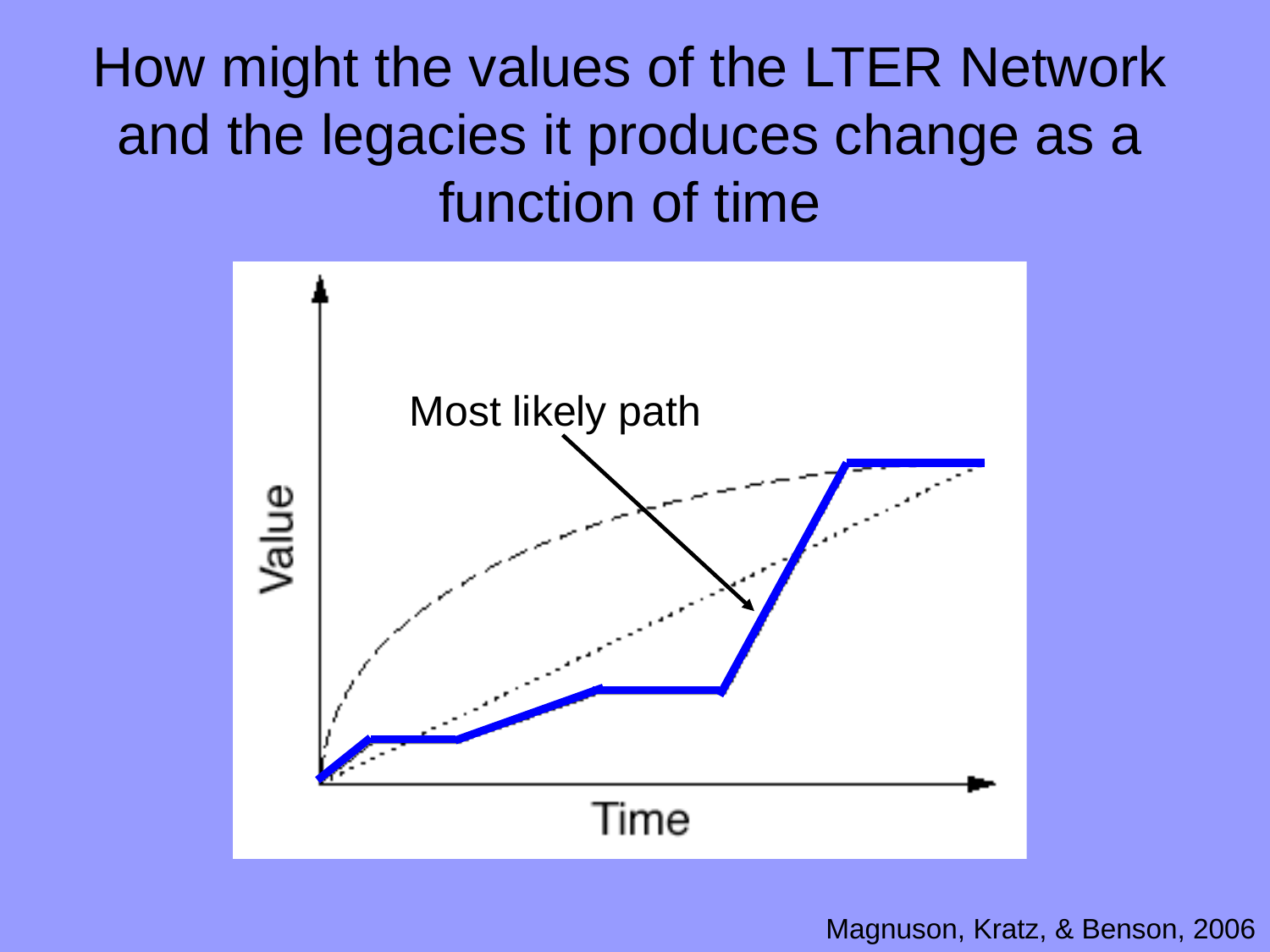# How might the values of the LTER Network and the legacies it produces change as a function of time

Most likely path

Value

Time

Magnuson, Kratz, & Benson, 2006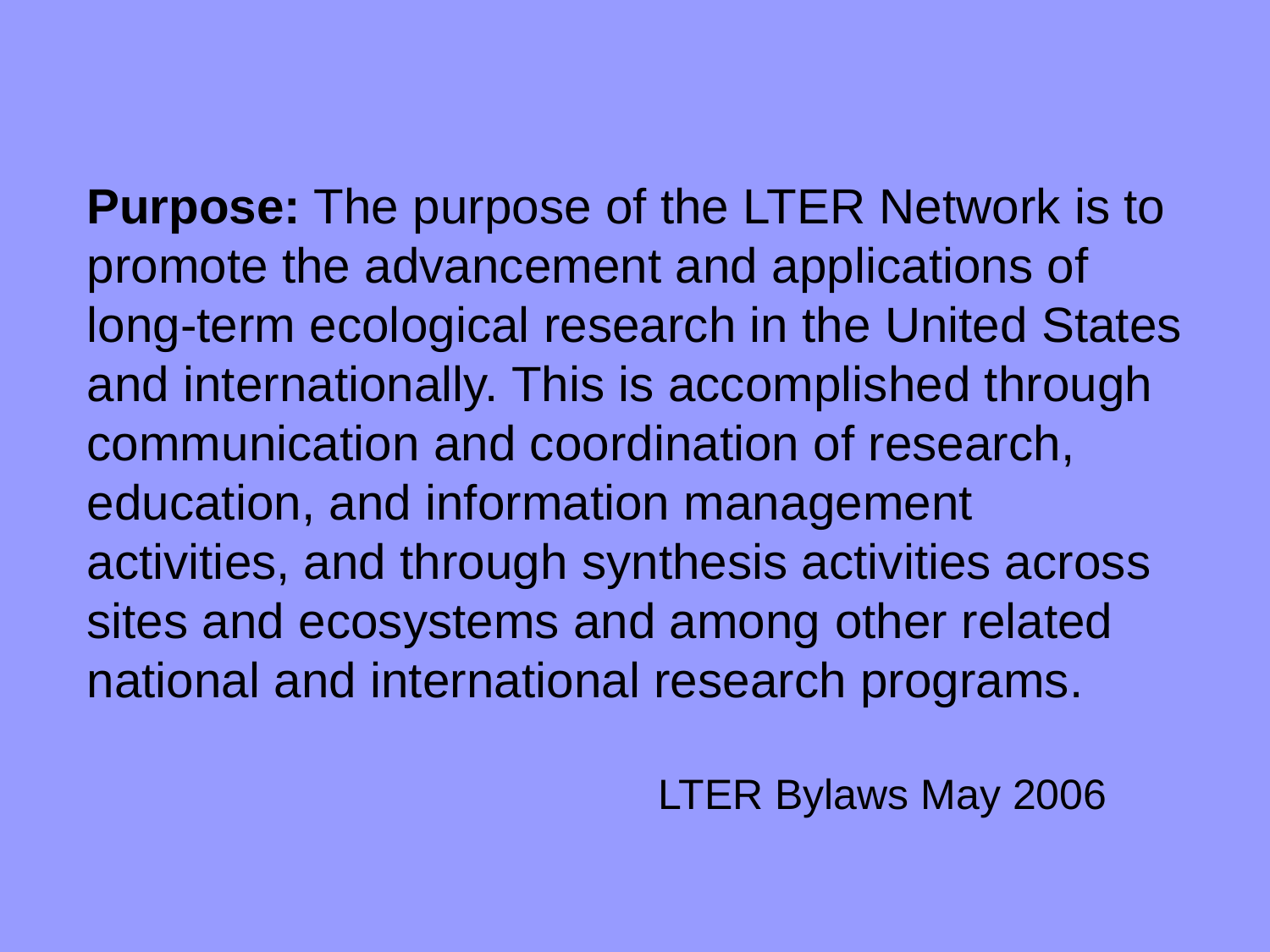**Purpose:** The purpose of the LTER Network is to promote the advancement and applications of long-term ecological research in the United States and internationally. This is accomplished through communication and coordination of research, education, and information management activities, and through synthesis activities across sites and ecosystems and among other related national and international research programs.

LTER Bylaws May 2006